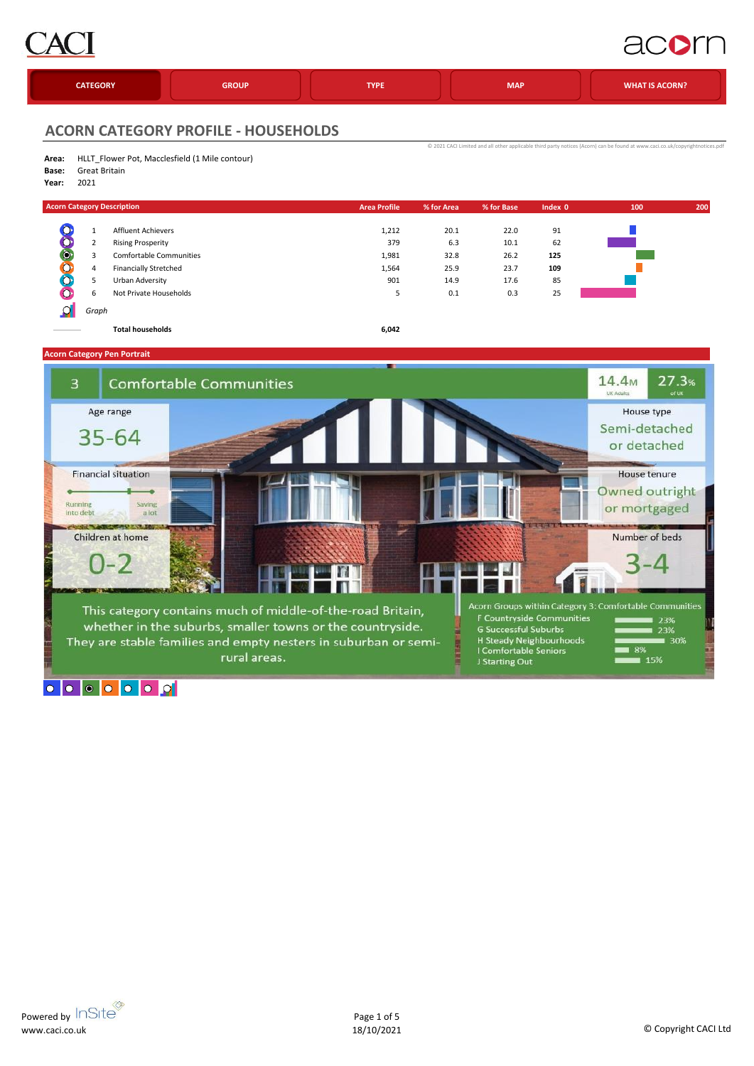CATEGORY | GROUP | TYPE | MAP | WHAT IS ACORN?

## ACORN CATEGORY PROFILE - HOUSEHOLDS

© 2021 CACI Limited and all other applicable third party notices (Acorn) can be found at www.caci.co.uk/copyrightnotices.pdf

**Area:** HLLT_Flower Pot, Macclesfield (1 Mile contour)
**Base:** Great Britain
**Year:** 2021

| | Acorn Category Description | Area Profile | % for Area | % for Base | Index |
|---|---|---|---|---|---|
| 1 | Affluent Achievers | 1,212 | 20.1 | 22.0 | 91 |
| 2 | Rising Prosperity | 379 | 6.3 | 10.1 | 62 |
| 3 | Comfortable Communities | 1,981 | 32.8 | 26.2 | **125** |
| 4 | Financially Stretched | 1,564 | 25.9 | 23.7 | **109** |
| 5 | Urban Adversity | 901 | 14.9 | 17.6 | 85 |
| 6 | Not Private Households | 5 | 0.1 | 0.3 | 25 |
| | *Graph* | | | | |
| | **Total households** | **6,042** | | | |

0 100 200

### Acorn Category Pen Portrait

3 Comfortable Communities

14.4M UK Adults

27.3% of UK

Age range: 35-64

House type: Semi-detached or detached

Financial situation: Running into debt — Saving a lot

House tenure: Owned outright or mortgaged

Children at home: 0-2

Number of beds: 3-4

This category contains much of middle-of-the-road Britain, whether in the suburbs, smaller towns or the countryside. They are stable families and empty nesters in suburban or semi-rural areas.

Acorn Groups within Category 3: Comfortable Communities

- F Countryside Communities 23%
- G Successful Suburbs 23%
- H Steady Neighbourhoods 30%
- I Comfortable Seniors 8%
- J Starting Out 15%

Powered by InSite
www.caci.co.uk

18/10/2021

© Copyright CACI Ltd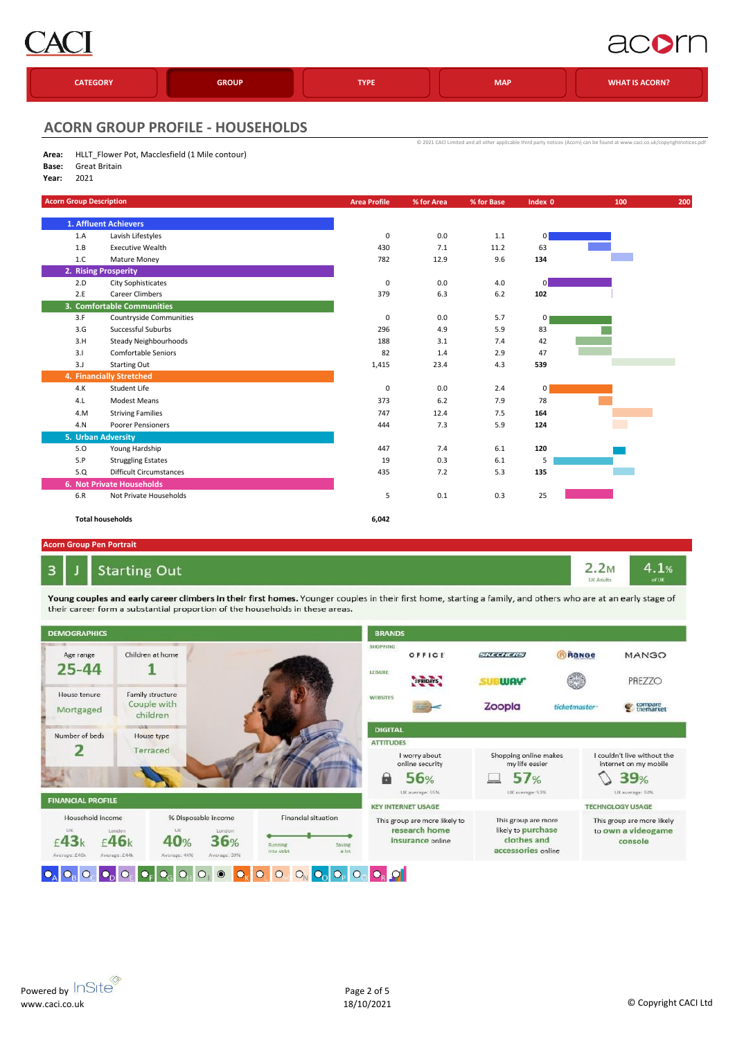CACI

acorn

CATEGORY | GROUP | TYPE | MAP | WHAT IS ACORN?

## ACORN GROUP PROFILE - HOUSEHOLDS

© 2021 CACI Limited and all other applicable third party notices (Acorn) can be found at www.caci.co.uk/copyrightnotices.pdf

**Area:** HLLT_Flower Pot, Macclesfield (1 Mile contour)
**Base:** Great Britain
**Year:** 2021

| Acorn Group Description | | Area Profile | % for Area | % for Base | Index |
|---|---|---|---|---|---|
| **1. Affluent Achievers** | | | | | |
| 1.A | Lavish Lifestyles | 0 | 0.0 | 1.1 | 0 |
| 1.B | Executive Wealth | 430 | 7.1 | 11.2 | 63 |
| 1.C | Mature Money | 782 | 12.9 | 9.6 | **134** |
| **2. Rising Prosperity** | | | | | |
| 2.D | City Sophisticates | 0 | 0.0 | 4.0 | 0 |
| 2.E | Career Climbers | 379 | 6.3 | 6.2 | **102** |
| **3. Comfortable Communities** | | | | | |
| 3.F | Countryside Communities | 0 | 0.0 | 5.7 | 0 |
| 3.G | Successful Suburbs | 296 | 4.9 | 5.9 | 83 |
| 3.H | Steady Neighbourhoods | 188 | 3.1 | 7.4 | 42 |
| 3.I | Comfortable Seniors | 82 | 1.4 | 2.9 | 47 |
| 3.J | Starting Out | 1,415 | 23.4 | 4.3 | **539** |
| **4. Financially Stretched** | | | | | |
| 4.K | Student Life | 0 | 0.0 | 2.4 | 0 |
| 4.L | Modest Means | 373 | 6.2 | 7.9 | 78 |
| 4.M | Striving Families | 747 | 12.4 | 7.5 | **164** |
| 4.N | Poorer Pensioners | 444 | 7.3 | 5.9 | **124** |
| **5. Urban Adversity** | | | | | |
| 5.O | Young Hardship | 447 | 7.4 | 6.1 | **120** |
| 5.P | Struggling Estates | 19 | 0.3 | 6.1 | 5 |
| 5.Q | Difficult Circumstances | 435 | 7.2 | 5.3 | **135** |
| **6. Not Private Households** | | | | | |
| 6.R | Not Private Households | 5 | 0.1 | 0.3 | 25 |
| **Total households** | | **6,042** | | | |

### Acorn Group Pen Portrait

**3 J Starting Out**

2.2M UK Adults | 4.1% of UK

**Young couples and early career climbers in their first homes.** Younger couples in their first home, starting a family, and others who are at an early stage of their career form a substantial proportion of the households in these areas.

#### DEMOGRAPHICS

- Age range: 25-44
- Children at home: 1
- House tenure: Mortgaged
- Family structure: Couple with children
- Number of beds: 2
- House type: Terraced

#### FINANCIAL PROFILE

- Household Income: UK £43k (Average: £40k); London £46k (Average: £44k)
- % Disposable Income: UK 40% (Average: 41%); London 36% (Average: 39%)
- Financial situation: Running into debt — Saving a lot

#### BRANDS

- Shopping: OFFICE, Skechers, Range, MANGO
- Leisure: TGI Fridays, Subway, PREZZO
- Websites: Zoopla, ticketmaster, compare the market

#### DIGITAL

**ATTITUDES**

- I worry about online security: 56% (UK average: 55%)
- Shopping online makes my life easier: 57% (UK average: 53%)
- I couldn't live without the internet on my mobile: 39% (UK average: 34%)

**KEY INTERNET USAGE**

- This group are more likely to research home insurance online
- This group are more likely to purchase clothes and accessories online

**TECHNOLOGY USAGE**

- This group are more likely to own a videogame console

Powered by InSite
www.caci.co.uk

18/10/2021

© Copyright CACI Ltd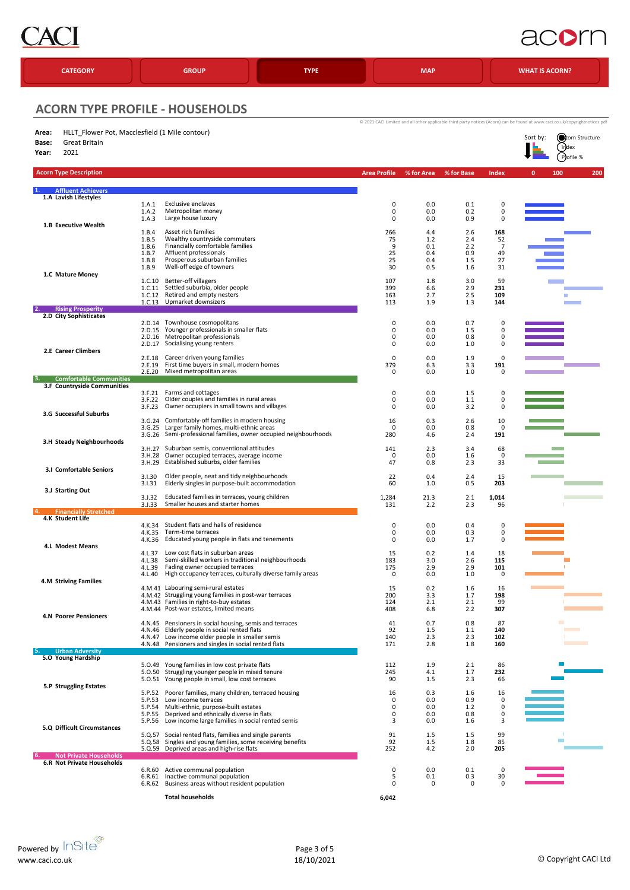CACI

acorn

| CATEGORY | GROUP | TYPE | MAP | WHAT IS ACORN? |
|---|---|---|---|---|

## ACORN TYPE PROFILE - HOUSEHOLDS

© 2021 CACI Limited and all other applicable third party notices (Acorn) can be found at www.caci.co.uk/copyrightnotices.pdf

**Area:** HLLT_Flower Pot, Macclesfield (1 Mile contour)
**Base:** Great Britain
**Year:** 2021

Sort by: Acorn Structure / Index / Profile %

| Acorn Type Description | | Area Profile | % for Area | % for Base | Index |
|---|---|---|---|---|---|
| **1. Affluent Achievers** | | | | | |
| **1.A Lavish Lifestyles** | | | | | |
| 1.A.1 | Exclusive enclaves | 0 | 0.0 | 0.1 | 0 |
| 1.A.2 | Metropolitan money | 0 | 0.0 | 0.2 | 0 |
| 1.A.3 | Large house luxury | 0 | 0.0 | 0.9 | 0 |
| **1.B Executive Wealth** | | | | | |
| 1.B.4 | Asset rich families | 266 | 4.4 | 2.6 | **168** |
| 1.B.5 | Wealthy countryside commuters | 75 | 1.2 | 2.4 | 52 |
| 1.B.6 | Financially comfortable families | 9 | 0.1 | 2.2 | 7 |
| 1.B.7 | Affluent professionals | 25 | 0.4 | 0.9 | 49 |
| 1.B.8 | Prosperous suburban families | 25 | 0.4 | 1.5 | 27 |
| 1.B.9 | Well-off edge of towners | 30 | 0.5 | 1.6 | 31 |
| **1.C Mature Money** | | | | | |
| 1.C.10 | Better-off villagers | 107 | 1.8 | 3.0 | 59 |
| 1.C.11 | Settled suburbia, older people | 399 | 6.6 | 2.9 | **231** |
| 1.C.12 | Retired and empty nesters | 163 | 2.7 | 2.5 | **109** |
| 1.C.13 | Upmarket downsizers | 113 | 1.9 | 1.3 | **144** |
| **2. Rising Prosperity** | | | | | |
| **2.D City Sophisticates** | | | | | |
| 2.D.14 | Townhouse cosmopolitans | 0 | 0.0 | 0.7 | 0 |
| 2.D.15 | Younger professionals in smaller flats | 0 | 0.0 | 1.5 | 0 |
| 2.D.16 | Metropolitan professionals | 0 | 0.0 | 0.8 | 0 |
| 2.D.17 | Socialising young renters | 0 | 0.0 | 1.0 | 0 |
| **2.E Career Climbers** | | | | | |
| 2.E.18 | Career driven young families | 0 | 0.0 | 1.9 | 0 |
| 2.E.19 | First time buyers in small, modern homes | 379 | 6.3 | 3.3 | **191** |
| 2.E.20 | Mixed metropolitan areas | 0 | 0.0 | 1.0 | 0 |
| **3. Comfortable Communities** | | | | | |
| **3.F Countryside Communities** | | | | | |
| 3.F.21 | Farms and cottages | 0 | 0.0 | 1.5 | 0 |
| 3.F.22 | Older couples and families in rural areas | 0 | 0.0 | 1.1 | 0 |
| 3.F.23 | Owner occupiers in small towns and villages | 0 | 0.0 | 3.2 | 0 |
| **3.G Successful Suburbs** | | | | | |
| 3.G.24 | Comfortably-off families in modern housing | 16 | 0.3 | 2.6 | 10 |
| 3.G.25 | Larger family homes, multi-ethnic areas | 0 | 0.0 | 0.8 | 0 |
| 3.G.26 | Semi-professional families, owner occupied neighbourhoods | 280 | 4.6 | 2.4 | **191** |
| **3.H Steady Neighbourhoods** | | | | | |
| 3.H.27 | Suburban semis, conventional attitudes | 141 | 2.3 | 3.4 | 68 |
| 3.H.28 | Owner occupied terraces, average income | 0 | 0.0 | 1.6 | 0 |
| 3.H.29 | Established suburbs, older families | 47 | 0.8 | 2.3 | 33 |
| **3.I Comfortable Seniors** | | | | | |
| 3.I.30 | Older people, neat and tidy neighbourhoods | 22 | 0.4 | 2.4 | 15 |
| 3.I.31 | Elderly singles in purpose-built accommodation | 60 | 1.0 | 0.5 | **203** |
| **3.J Starting Out** | | | | | |
| 3.J.32 | Educated families in terraces, young children | 1,284 | 21.3 | 2.1 | **1,014** |
| 3.J.33 | Smaller houses and starter homes | 131 | 2.2 | 2.3 | 96 |
| **4. Financially Stretched** | | | | | |
| **4.K Student Life** | | | | | |
| 4.K.34 | Student flats and halls of residence | 0 | 0.0 | 0.4 | 0 |
| 4.K.35 | Term-time terraces | 0 | 0.0 | 0.3 | 0 |
| 4.K.36 | Educated young people in flats and tenements | 0 | 0.0 | 1.7 | 0 |
| **4.L Modest Means** | | | | | |
| 4.L.37 | Low cost flats in suburban areas | 15 | 0.2 | 1.4 | 18 |
| 4.L.38 | Semi-skilled workers in traditional neighbourhoods | 183 | 3.0 | 2.6 | **115** |
| 4.L.39 | Fading owner occupied terraces | 175 | 2.9 | 2.9 | **101** |
| 4.L.40 | High occupancy terraces, culturally diverse family areas | 0 | 0.0 | 1.0 | 0 |
| **4.M Striving Families** | | | | | |
| 4.M.41 | Labouring semi-rural estates | 15 | 0.2 | 1.6 | 16 |
| 4.M.42 | Struggling young families in post-war terraces | 200 | 3.3 | 1.7 | **198** |
| 4.M.43 | Families in right-to-buy estates | 124 | 2.1 | 2.1 | 99 |
| 4.M.44 | Post-war estates, limited means | 408 | 6.8 | 2.2 | **307** |
| **4.N Poorer Pensioners** | | | | | |
| 4.N.45 | Pensioners in social housing, semis and terraces | 41 | 0.7 | 0.8 | 87 |
| 4.N.46 | Elderly people in social rented flats | 92 | 1.5 | 1.1 | **140** |
| 4.N.47 | Low income older people in smaller semis | 140 | 2.3 | 2.3 | **102** |
| 4.N.48 | Pensioners and singles in social rented flats | 171 | 2.8 | 1.8 | **160** |
| **5. Urban Adversity** | | | | | |
| **5.O Young Hardship** | | | | | |
| 5.O.49 | Young families in low cost private flats | 112 | 1.9 | 2.1 | 86 |
| 5.O.50 | Struggling younger people in mixed tenure | 245 | 4.1 | 1.7 | **232** |
| 5.O.51 | Young people in small, low cost terraces | 90 | 1.5 | 2.3 | 66 |
| **5.P Struggling Estates** | | | | | |
| 5.P.52 | Poorer families, many children, terraced housing | 16 | 0.3 | 1.6 | 16 |
| 5.P.53 | Low income terraces | 0 | 0.0 | 0.9 | 0 |
| 5.P.54 | Multi-ethnic, purpose-built estates | 0 | 0.0 | 1.2 | 0 |
| 5.P.55 | Deprived and ethnically diverse in flats | 0 | 0.0 | 0.8 | 0 |
| 5.P.56 | Low income large families in social rented semis | 3 | 0.0 | 1.6 | 3 |
| **5.Q Difficult Circumstances** | | | | | |
| 5.Q.57 | Social rented flats, families and single parents | 91 | 1.5 | 1.5 | 99 |
| 5.Q.58 | Singles and young families, some receiving benefits | 92 | 1.5 | 1.8 | 85 |
| 5.Q.59 | Deprived areas and high-rise flats | 252 | 4.2 | 2.0 | **205** |
| **6. Not Private Households** | | | | | |
| **6.R Not Private Households** | | | | | |
| 6.R.60 | Active communal population | 0 | 0.0 | 0.1 | 0 |
| 6.R.61 | Inactive communal population | 5 | 0.1 | 0.3 | 30 |
| 6.R.62 | Business areas without resident population | 0 | 0 | 0 | 0 |
| | **Total households** | **6,042** | | | |

0 100 200

Powered by InSite
www.caci.co.uk

18/10/2021

© Copyright CACI Ltd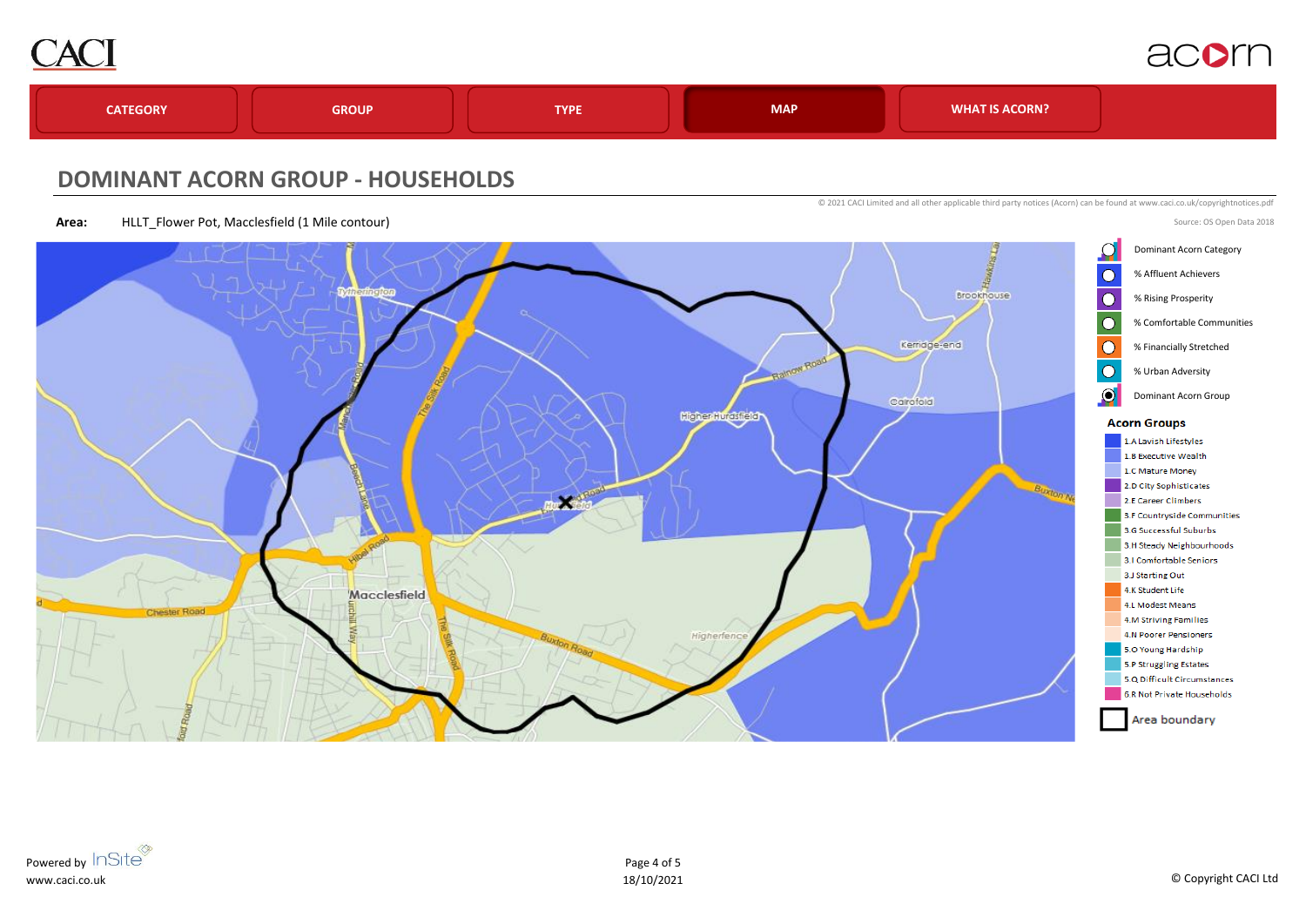CACI

acorn

CATEGORY | GROUP | TYPE | MAP | WHAT IS ACORN?

## DOMINANT ACORN GROUP - HOUSEHOLDS

© 2021 CACI Limited and all other applicable third party notices (Acorn) can be found at www.caci.co.uk/copyrightnotices.pdf

**Area:** HLLT_Flower Pot, Macclesfield (1 Mile contour)

Source: OS Open Data 2018

Tytherington

The Silk Road

Brookhouse

Kerridge-end

Rainow Road

Cairofold

Higher Hurdsfield

Buxton Road

Hurdsfield

Beech Lane

Hibel Road

Chester Road

Macclesfield

Buxton Road

Higherfence

Dominant Acorn Category

% Affluent Achievers

% Rising Prosperity

% Comfortable Communities

% Financially Stretched

% Urban Adversity

Dominant Acorn Group

**Acorn Groups**

1.A Lavish Lifestyles

1.B Executive Wealth

1.C Mature Money

2.D City Sophisticates

2.E Career Climbers

3.F Countryside Communities

3.G Successful Suburbs

3.H Steady Neighbourhoods

3.I Comfortable Seniors

3.J Starting Out

4.K Student Life

4.L Modest Means

4.M Striving Families

4.N Poorer Pensioners

5.O Young Hardship

5.P Struggling Estates

5.Q Difficult Circumstances

6.R Not Private Households

Area boundary

Powered by InSite

www.caci.co.uk

18/10/2021

© Copyright CACI Ltd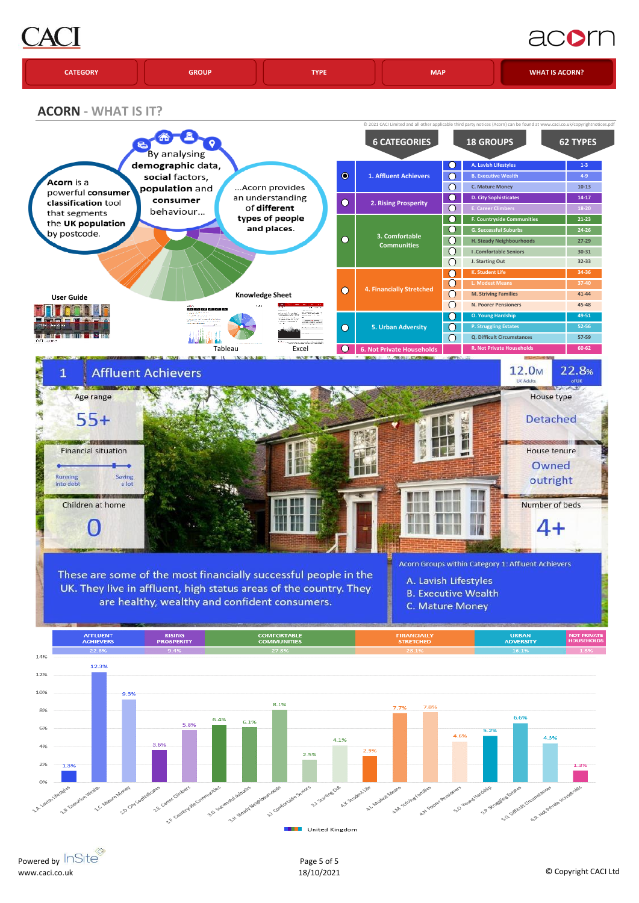CACI

acorn

CATEGORY | GROUP | TYPE | MAP | WHAT IS ACORN?

## ACORN - WHAT IS IT?

© 2021 CACI Limited and all other applicable third party notices (Acorn) can be found at www.caci.co.uk/copyrightnotices.pdf

**Acorn** is a powerful **consumer classification** tool that segments the **UK population** by postcode.

By analysing **demographic** data, **social** factors, **population** and **consumer** behaviour...

...Acorn provides an understanding of **different types of people and places.**

User Guide

Knowledge Sheet

Tableau

Excel

| 6 CATEGORIES | 18 GROUPS | 62 TYPES |
|---|---|---|
| 1. Affluent Achievers | A. Lavish Lifestyles | 1-3 |
| | B. Executive Wealth | 4-9 |
| | C. Mature Money | 10-13 |
| 2. Rising Prosperity | D. City Sophisticates | 14-17 |
| | E. Career Climbers | 18-20 |
| 3. Comfortable Communities | F. Countryside Communities | 21-23 |
| | G. Successful Suburbs | 24-26 |
| | H. Steady Neighbourhoods | 27-29 |
| | I .Comfortable Seniors | 30-31 |
| | J. Starting Out | 32-33 |
| 4. Financially Stretched | K. Student Life | 34-36 |
| | L. Modest Means | 37-40 |
| | M. Striving Families | 41-44 |
| | N. Poorer Pensioners | 45-48 |
| 5. Urban Adversity | O. Young Hardship | 49-51 |
| | P. Struggling Estates | 52-56 |
| | Q. Difficult Circumstances | 57-59 |
| 6. Not Private Households | R. Not Private Households | 60-62 |

## 1 Affluent Achievers

12.0M UK Adults

22.8% of UK

Age range: 55+

Financial situation: Running into debt — Saving a lot

Children at home: 0

House type: Detached

House tenure: Owned outright

Number of beds: 4+

These are some of the most financially successful people in the UK. They live in affluent, high status areas of the country. They are healthy, wealthy and confident consumers.

Acorn Groups within Category 1: Affluent Achievers

A. Lavish Lifestyles
B. Executive Wealth
C. Mature Money

AFFLUENT ACHIEVERS 22.8% | RISING PROSPERITY 9.4% | COMFORTABLE COMMUNITIES 27.3% | FINANCIALLY STRETCHED 23.1% | URBAN ADVERSITY 16.1% | NOT PRIVATE HOUSEHOLDS 1.5%

14%
12%
10%
8%
6%
4%
2%
0%

1.3%
12.3%
9.3%
3.6%
5.8%
6.4%
6.1%
8.1%
2.5%
4.1%
2.9%
7.7%
7.8%
4.6%
5.2%
6.6%
4.3%
1.3%

1.A Lavish Lifestyles, 1.B Executive Wealth, 1.C Mature Money, 2.D City Sophisticates, 2.E Career Climbers, 3.F Countryside Communities, 3.G Successful Suburbs, 3.H Steady Neighbourhoods, 3.I Comfortable Seniors, 3.J Starting Out, 4.K Student Life, 4.L Modest Means, 4.M Striving Families, 4.N Poorer Pensioners, 5.O Young Hardship, 5.P Struggling Estates, 5.Q Difficult Circumstances, 6.R Not Private Households

United Kingdom

Powered by InSite
www.caci.co.uk

18/10/2021

© Copyright CACI Ltd